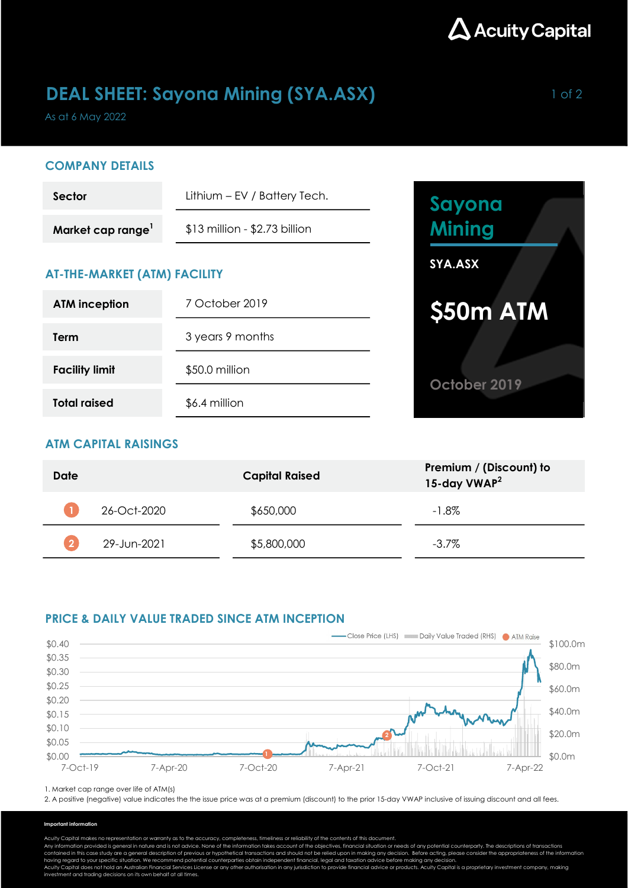Acuity Capital

# DEAL SHEET: Sayona Mining (SYA.ASX)

As at 6 May 2022

## COMPANY DETAILS

| | |
|---|---|
| **Sector** | Lithium – EV / Battery Tech. |
| **Market cap range**[1] | $13 million - $2.73 billion |

## AT-THE-MARKET (ATM) FACILITY

| | |
|---|---|
| **ATM inception** | 7 October 2019 |
| **Term** | 3 years 9 months |
| **Facility limit** | $50.0 million |
| **Total raised** | $6.4 million |

**Sayona Mining**

**SYA.ASX**

**$50m ATM**

October 2019

## ATM CAPITAL RAISINGS

| Date | | Capital Raised | Premium / (Discount) to 15-day VWAP[2] |
|---|---|---|---|
| 1 | 26-Oct-2020 | $650,000 | -1.8% |
| 2 | 29-Jun-2021 | $5,800,000 | -3.7% |

## PRICE & DAILY VALUE TRADED SINCE ATM INCEPTION

Close Price (LHS) | Daily Value Traded (RHS) | ATM Raise

LHS: $0.00 – $0.40; RHS: $0.0m – $100.0m; X-axis: 7-Oct-19, 7-Apr-20, 7-Oct-20, 7-Apr-21, 7-Oct-21, 7-Apr-22

1. Market cap range over life of ATM(s)
2. A positive (negative) value indicates the the issue price was at a premium (discount) to the prior 15-day VWAP inclusive of issuing discount and all fees.

**Important information**

Acuity Capital makes no representation or warranty as to the accuracy, completeness, timeliness or reliability of the contents of this document.
Any information provided is general in nature and is not advice. None of the information takes account of the objectives, financial situation or needs of any potential counterparty. The descriptions of transactions contained in this case study are a general description of previous or hypothetical transactions and should not be relied upon in making any decision. Before acting, please consider the appropriateness of the information having regard to your specific situation. We recommend potential counterparties obtain independent financial, legal and taxation advice before making any decision.
Acuity Capital does not hold an Australian Financial Services License or any other authorisation in any jurisdiction to provide financial advice or products. Acuity Capital is a proprietary investment company, making investment and trading decisions on its own behalf at all times.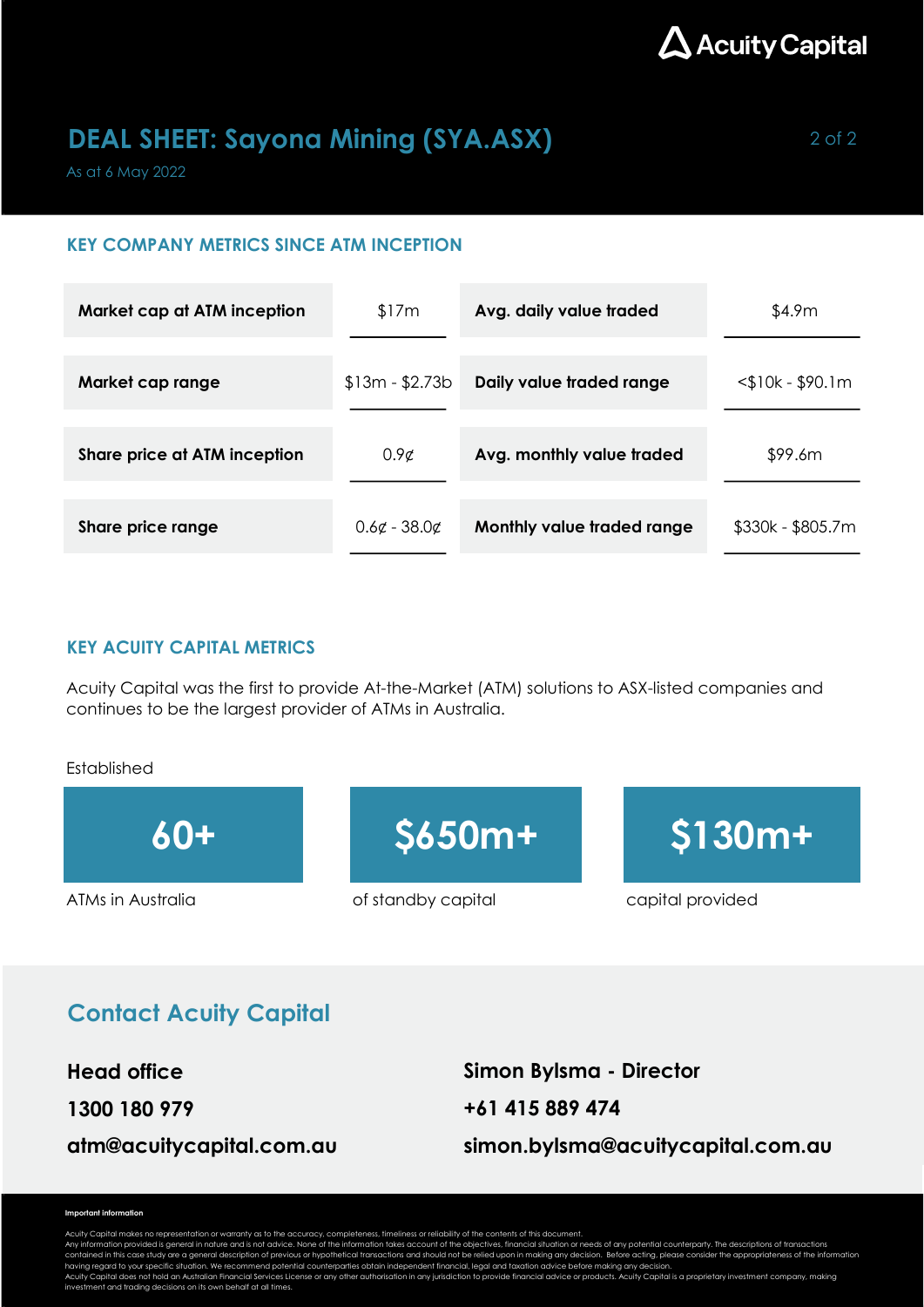# DEAL SHEET: Sayona Mining (SYA.ASX)

As at 6 May 2022

## KEY COMPANY METRICS SINCE ATM INCEPTION

| | | | |
|---|---|---|---|
| **Market cap at ATM inception** | $17m | **Avg. daily value traded** | $4.9m |
| **Market cap range** | $13m - $2.73b | **Daily value traded range** | <$10k - $90.1m |
| **Share price at ATM inception** | 0.9¢ | **Avg. monthly value traded** | $99.6m |
| **Share price range** | 0.6¢ - 38.0¢ | **Monthly value traded range** | $330k - $805.7m |

## KEY ACUITY CAPITAL METRICS

Acuity Capital was the first to provide At-the-Market (ATM) solutions to ASX-listed companies and continues to be the largest provider of ATMs in Australia.

Established

**60+**

ATMs in Australia

**$650m+**

of standby capital

**$130m+**

capital provided

## Contact Acuity Capital

**Head office**
**1300 180 979**
**atm@acuitycapital.com.au**

**Simon Bylsma - Director**
**+61 415 889 474**
**simon.bylsma@acuitycapital.com.au**

**Important information**

Acuity Capital makes no representation or warranty as to the accuracy, completeness, timeliness or reliability of the contents of this document.
Any information provided is general in nature and is not advice. None of the information takes account of the objectives, financial situation or needs of any potential counterparty. The descriptions of transactions contained in this case study are a general description of previous or hypothetical transactions and should not be relied upon in making any decision. Before acting, please consider the appropriateness of the information having regard to your specific situation. We recommend potential counterparties obtain independent financial, legal and taxation advice before making any decision.
Acuity Capital does not hold an Australian Financial Services License or any other authorisation in any jurisdiction to provide financial advice or products. Acuity Capital is a proprietary investment company, making investment and trading decisions on its own behalf at all times.